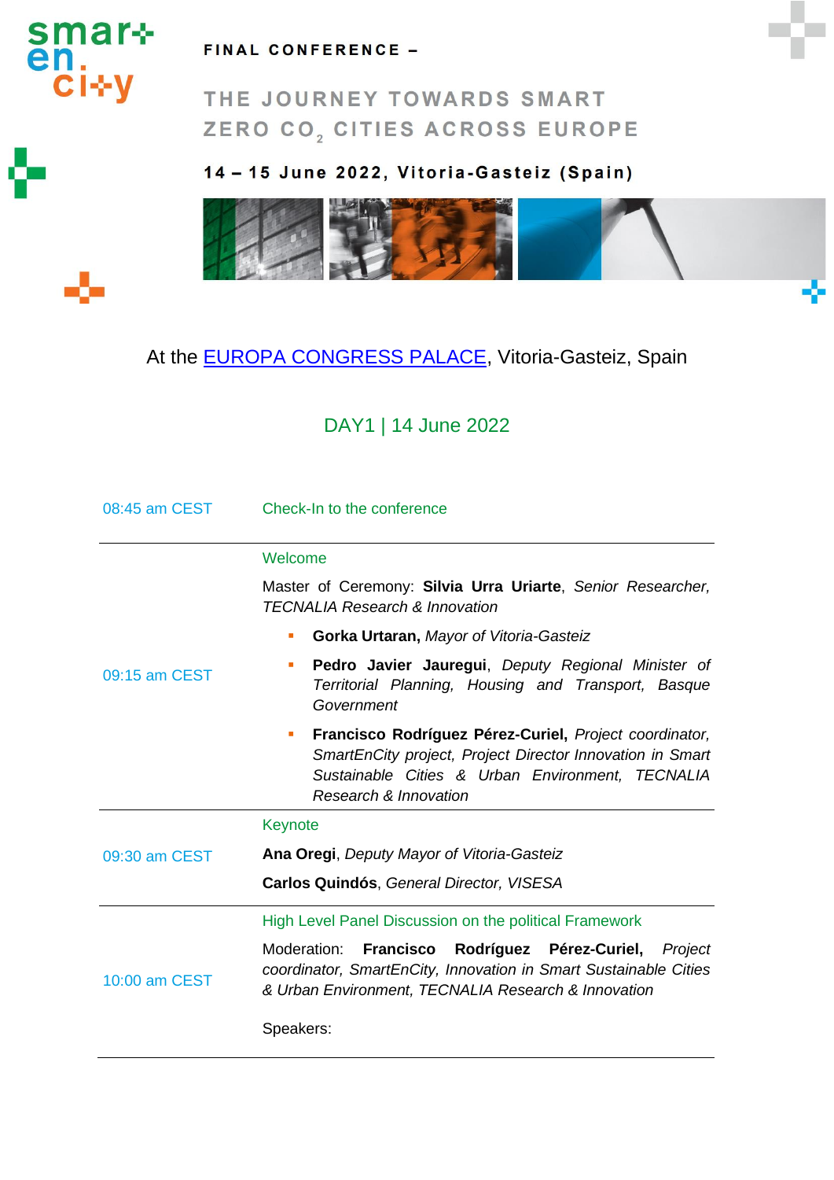smart en city

**FINAL CONFERENCE –**

# THE JOURNEY TOWARDS SMART ZERO $CO_2$ CITIES ACROSS EUROPE

**14 – 15 June 2022, Vitoria-Gasteiz (Spain)**

At the EUROPA CONGRESS PALACE, Vitoria-Gasteiz, Spain

## DAY1 | 14 June 2022

| Time | Session |
|---|---|
| 08:45 am CEST | Check-In to the conference |
| 09:15 am CEST | Welcome<br><br>Master of Ceremony: **Silvia Urra Uriarte**, *Senior Researcher, TECNALIA Research & Innovation*<br><br>▪ **Gorka Urtaran,** *Mayor of Vitoria-Gasteiz*<br>▪ **Pedro Javier Jauregui**, *Deputy Regional Minister of Territorial Planning, Housing and Transport, Basque Government*<br>▪ **Francisco Rodríguez Pérez-Curiel,** *Project coordinator, SmartEnCity project, Project Director Innovation in Smart Sustainable Cities & Urban Environment, TECNALIA Research & Innovation* |
| 09:30 am CEST | Keynote<br><br>**Ana Oregi**, *Deputy Mayor of Vitoria-Gasteiz*<br><br>**Carlos Quindós**, *General Director, VISESA* |
| 10:00 am CEST | High Level Panel Discussion on the political Framework<br><br>Moderation: **Francisco Rodríguez Pérez-Curiel,** *Project coordinator, SmartEnCity, Innovation in Smart Sustainable Cities & Urban Environment, TECNALIA Research & Innovation*<br><br>Speakers: |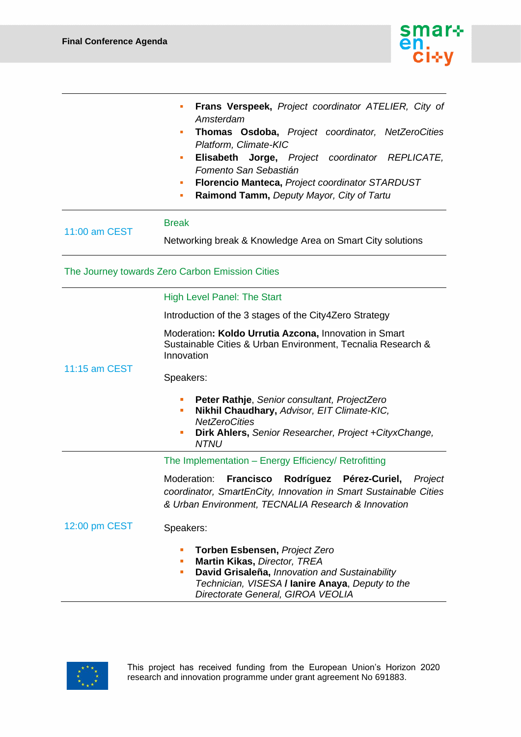- **Frans Verspeek,** *Project coordinator ATELIER, City of Amsterdam*
- **Thomas Osdoba,** *Project coordinator, NetZeroCities Platform, Climate-KIC*
- **Elisabeth Jorge,** *Project coordinator REPLICATE, Fomento San Sebastián*
- **Florencio Manteca,** *Project coordinator STARDUST*
- **Raimond Tamm,** *Deputy Mayor, City of Tartu*

**11:00 am CEST**

Break

Networking break & Knowledge Area on Smart City solutions

## The Journey towards Zero Carbon Emission Cities

**11:15 am CEST**

High Level Panel: The Start

Introduction of the 3 stages of the City4Zero Strategy

Moderation**: Koldo Urrutia Azcona,** Innovation in Smart Sustainable Cities & Urban Environment, Tecnalia Research & Innovation

Speakers:

- **Peter Rathje**, *Senior consultant, ProjectZero*
- **Nikhil Chaudhary,** *Advisor, EIT Climate-KIC, NetZeroCities*
- **Dirk Ahlers,** *Senior Researcher, Project +CityxChange, NTNU*

**12:00 pm CEST**

The Implementation – Energy Efficiency/ Retrofitting

Moderation: **Francisco Rodríguez Pérez-Curiel,** *Project coordinator, SmartEnCity, Innovation in Smart Sustainable Cities & Urban Environment, TECNALIA Research & Innovation*

Speakers:

- **Torben Esbensen,** *Project Zero*
- **Martin Kikas,** *Director, TREA*
- **David Grisaleña,** *Innovation and Sustainability Technician, VISESA* **/ Ianire Anaya**, *Deputy to the Directorate General, GIROA VEOLIA*

This project has received funding from the European Union's Horizon 2020 research and innovation programme under grant agreement No 691883.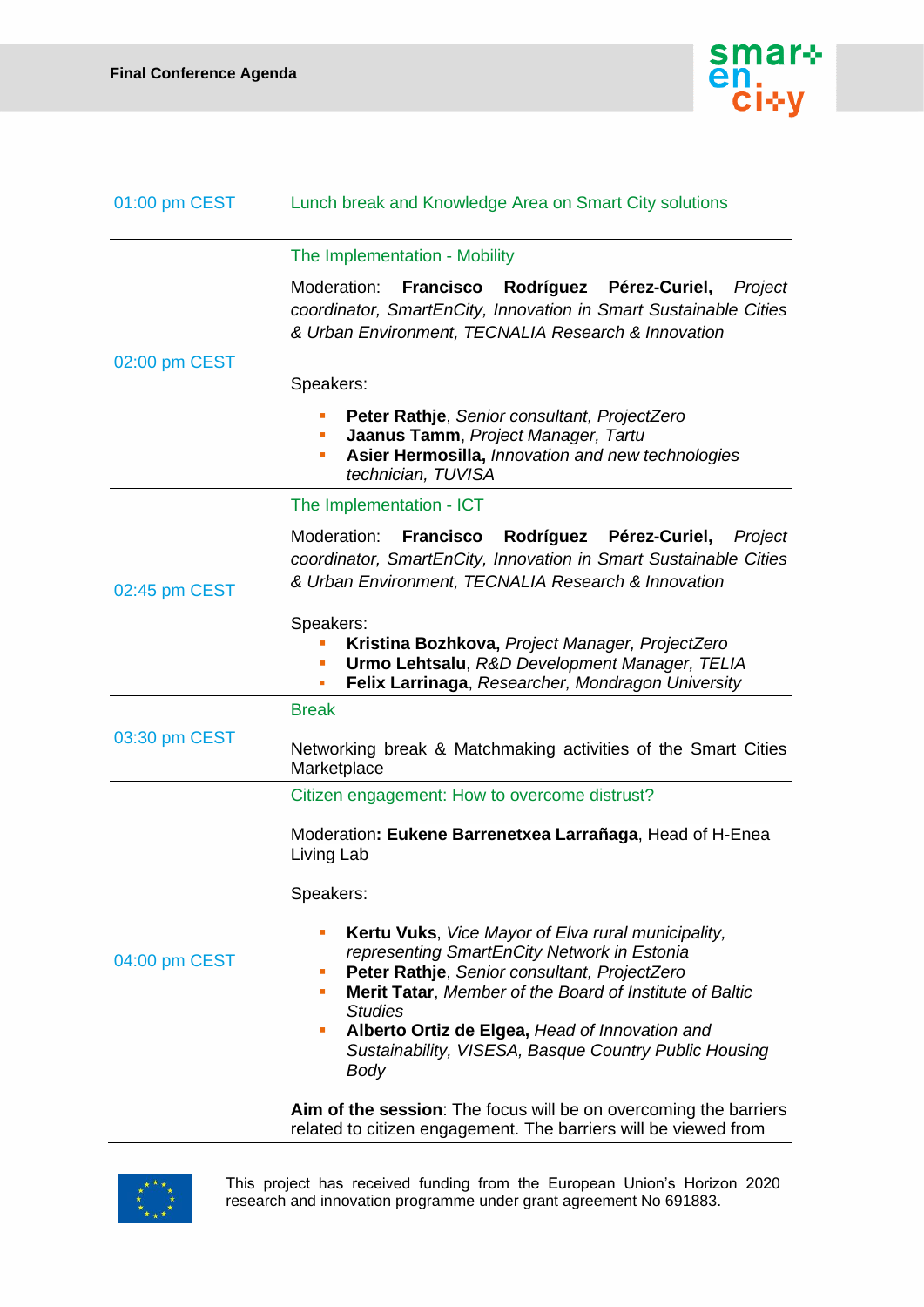| | |
|---|---|
| 01:00 pm CEST | Lunch break and Knowledge Area on Smart City solutions |
| 02:00 pm CEST | The Implementation - Mobility<br><br>Moderation: **Francisco Rodríguez Pérez-Curiel,** *Project coordinator, SmartEnCity, Innovation in Smart Sustainable Cities & Urban Environment, TECNALIA Research & Innovation*<br><br>Speakers:<br>- **Peter Rathje**, *Senior consultant, ProjectZero*<br>- **Jaanus Tamm**, *Project Manager, Tartu*<br>- **Asier Hermosilla,** *Innovation and new technologies technician, TUVISA* |
| 02:45 pm CEST | The Implementation - ICT<br><br>Moderation: **Francisco Rodríguez Pérez-Curiel,** *Project coordinator, SmartEnCity, Innovation in Smart Sustainable Cities & Urban Environment, TECNALIA Research & Innovation*<br><br>Speakers:<br>- **Kristina Bozhkova,** *Project Manager, ProjectZero*<br>- **Urmo Lehtsalu**, *R&D Development Manager, TELIA*<br>- **Felix Larrinaga**, *Researcher, Mondragon University* |
| 03:30 pm CEST | Break<br><br>Networking break & Matchmaking activities of the Smart Cities Marketplace |
| 04:00 pm CEST | Citizen engagement: How to overcome distrust?<br><br>Moderation**: Eukene Barrenetxea Larrañaga**, Head of H-Enea Living Lab<br><br>Speakers:<br>- **Kertu Vuks**, *Vice Mayor of Elva rural municipality, representing SmartEnCity Network in Estonia*<br>- **Peter Rathje**, *Senior consultant, ProjectZero*<br>- **Merit Tatar**, *Member of the Board of Institute of Baltic Studies*<br>- **Alberto Ortiz de Elgea,** *Head of Innovation and Sustainability, VISESA, Basque Country Public Housing Body*<br><br>**Aim of the session**: The focus will be on overcoming the barriers related to citizen engagement. The barriers will be viewed from |

This project has received funding from the European Union's Horizon 2020 research and innovation programme under grant agreement No 691883.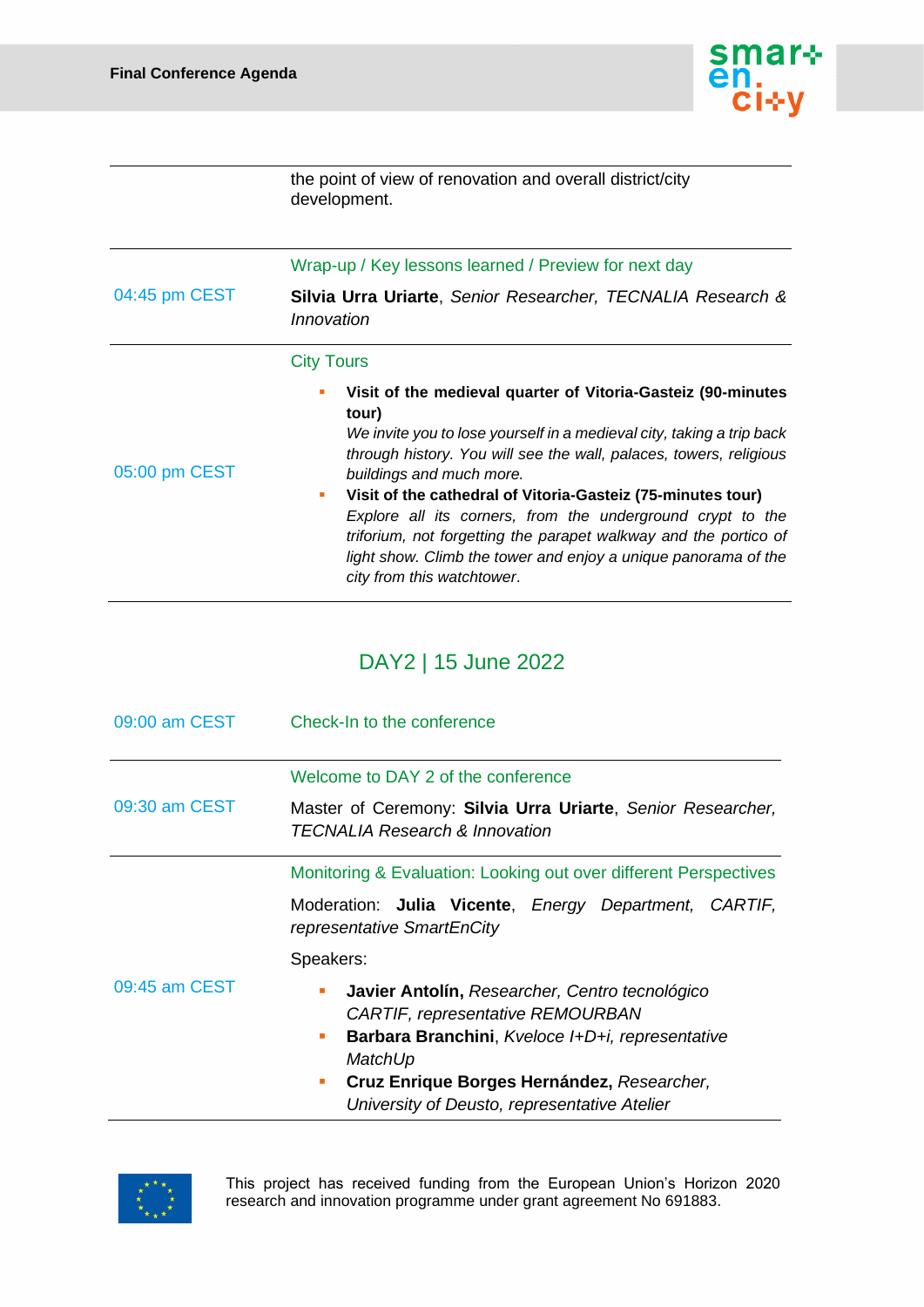| | |
|---|---|
| | the point of view of renovation and overall district/city development. |
| 04:45 pm CEST | Wrap-up / Key lessons learned / Preview for next day<br><br>**Silvia Urra Uriarte**, *Senior Researcher, TECNALIA Research & Innovation* |
| 05:00 pm CEST | City Tours<br><br>▪ **Visit of the medieval quarter of Vitoria-Gasteiz (90-minutes tour)**<br>*We invite you to lose yourself in a medieval city, taking a trip back through history. You will see the wall, palaces, towers, religious buildings and much more.*<br>▪ **Visit of the cathedral of Vitoria-Gasteiz (75-minutes tour)**<br>*Explore all its corners, from the underground crypt to the triforium, not forgetting the parapet walkway and the portico of light show. Climb the tower and enjoy a unique panorama of the city from this watchtower.* |

## DAY2 | 15 June 2022

| | |
|---|---|
| 09:00 am CEST | Check-In to the conference |
| 09:30 am CEST | Welcome to DAY 2 of the conference<br><br>Master of Ceremony: **Silvia Urra Uriarte**, *Senior Researcher, TECNALIA Research & Innovation* |
| 09:45 am CEST | Monitoring & Evaluation: Looking out over different Perspectives<br><br>Moderation: **Julia Vicente**, *Energy Department, CARTIF, representative SmartEnCity*<br><br>Speakers:<br><br>▪ **Javier Antolín,** *Researcher, Centro tecnológico CARTIF, representative REMOURBAN*<br>▪ **Barbara Branchini**, *Kveloce I+D+i, representative MatchUp*<br>▪ **Cruz Enrique Borges Hernández,** *Researcher, University of Deusto, representative Atelier* |

This project has received funding from the European Union's Horizon 2020 research and innovation programme under grant agreement No 691883.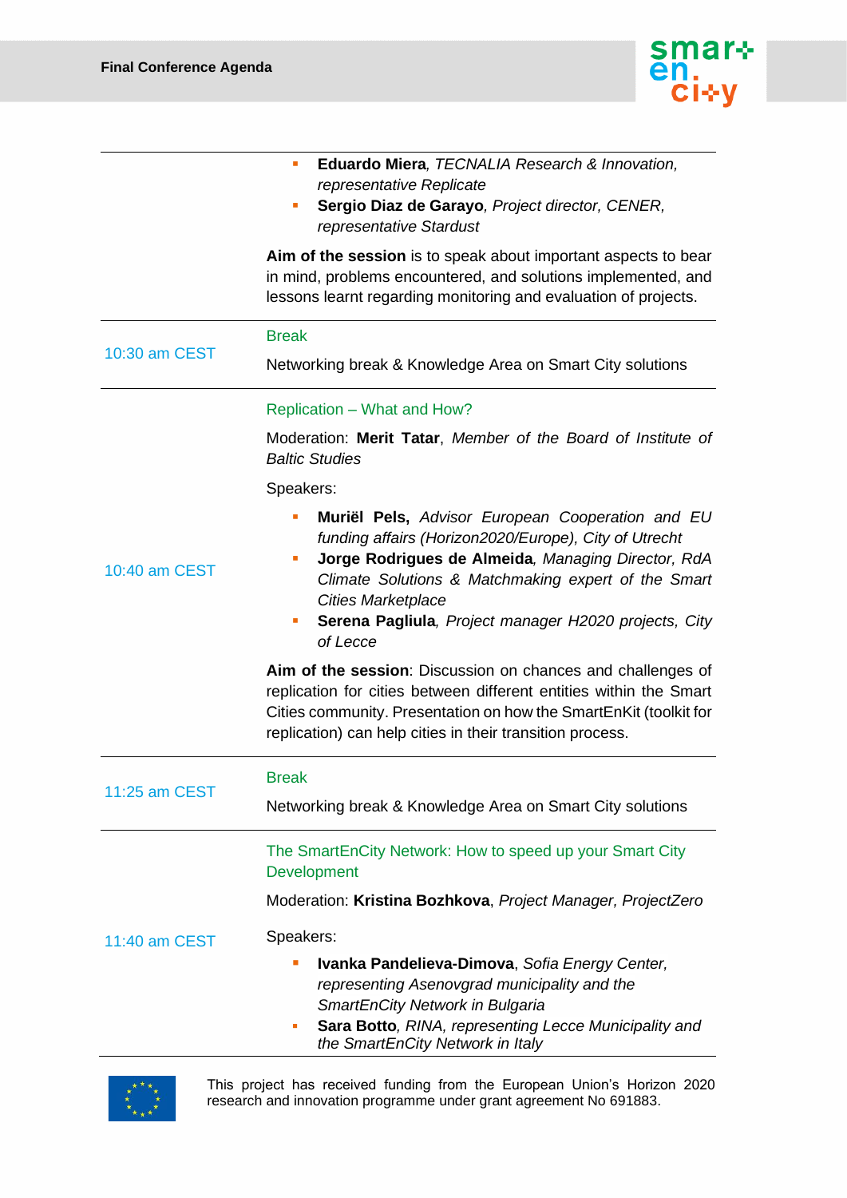| | |
|---|---|
| | ▪ **Eduardo Miera**, *TECNALIA Research & Innovation, representative Replicate*<br>▪ **Sergio Diaz de Garayo**, *Project director, CENER, representative Stardust*<br><br>**Aim of the session** is to speak about important aspects to bear in mind, problems encountered, and solutions implemented, and lessons learnt regarding monitoring and evaluation of projects. |
| 10:30 am CEST | Break<br><br>Networking break & Knowledge Area on Smart City solutions |
| 10:40 am CEST | Replication – What and How?<br><br>Moderation: **Merit Tatar**, *Member of the Board of Institute of Baltic Studies*<br><br>Speakers:<br><br>▪ **Muriël Pels,** *Advisor European Cooperation and EU funding affairs (Horizon2020/Europe), City of Utrecht*<br>▪ **Jorge Rodrigues de Almeida**, *Managing Director, RdA Climate Solutions & Matchmaking expert of the Smart Cities Marketplace*<br>▪ **Serena Pagliula**, *Project manager H2020 projects, City of Lecce*<br><br>**Aim of the session**: Discussion on chances and challenges of replication for cities between different entities within the Smart Cities community. Presentation on how the SmartEnKit (toolkit for replication) can help cities in their transition process. |
| 11:25 am CEST | Break<br><br>Networking break & Knowledge Area on Smart City solutions |
| 11:40 am CEST | The SmartEnCity Network: How to speed up your Smart City Development<br><br>Moderation: **Kristina Bozhkova**, *Project Manager, ProjectZero*<br><br>Speakers:<br><br>▪ **Ivanka Pandelieva-Dimova**, *Sofia Energy Center, representing Asenovgrad municipality and the SmartEnCity Network in Bulgaria*<br>▪ **Sara Botto**, *RINA, representing Lecce Municipality and the SmartEnCity Network in Italy* |

This project has received funding from the European Union's Horizon 2020 research and innovation programme under grant agreement No 691883.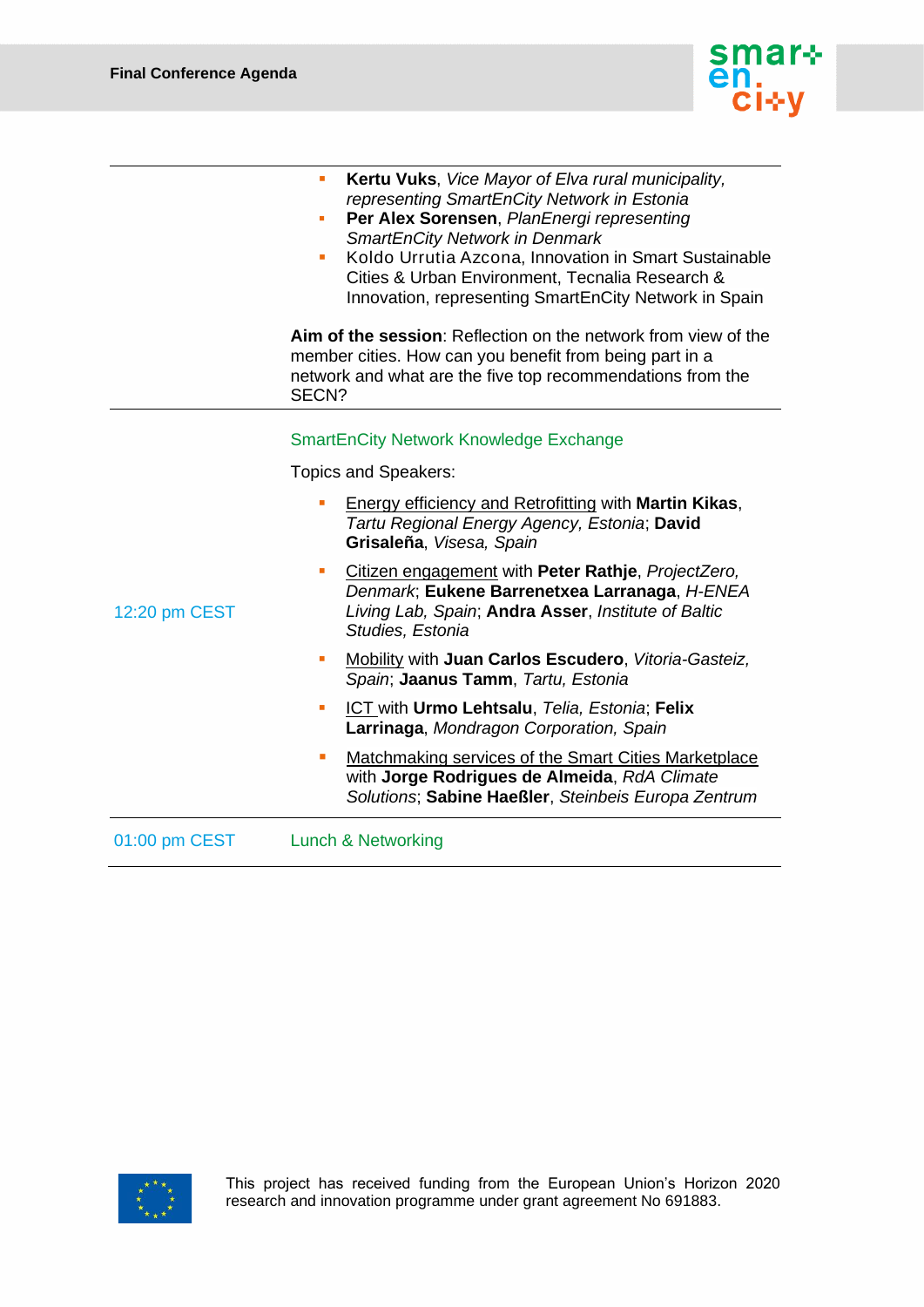| | |
|---|---|
| | - **Kertu Vuks**, *Vice Mayor of Elva rural municipality, representing SmartEnCity Network in Estonia*<br>- **Per Alex Sorensen**, *PlanEnergi representing SmartEnCity Network in Denmark*<br>- Koldo Urrutia Azcona, Innovation in Smart Sustainable Cities & Urban Environment, Tecnalia Research & Innovation, representing SmartEnCity Network in Spain<br><br>**Aim of the session**: Reflection on the network from view of the member cities. How can you benefit from being part in a network and what are the five top recommendations from the SECN? |
| 12:20 pm CEST | SmartEnCity Network Knowledge Exchange<br><br>Topics and Speakers:<br><br>- Energy efficiency and Retrofitting with **Martin Kikas**, *Tartu Regional Energy Agency, Estonia*; **David Grisaleña**, *Visesa, Spain*<br>- Citizen engagement with **Peter Rathje**, *ProjectZero, Denmark*; **Eukene Barrenetxea Larranaga**, *H-ENEA Living Lab, Spain*; **Andra Asser**, *Institute of Baltic Studies, Estonia*<br>- Mobility with **Juan Carlos Escudero**, *Vitoria-Gasteiz, Spain*; **Jaanus Tamm**, *Tartu, Estonia*<br>- ICT with **Urmo Lehtsalu**, *Telia, Estonia*; **Felix Larrinaga**, *Mondragon Corporation, Spain*<br>- Matchmaking services of the Smart Cities Marketplace with **Jorge Rodrigues de Almeida**, *RdA Climate Solutions*; **Sabine Haeßler**, *Steinbeis Europa Zentrum* |
| 01:00 pm CEST | Lunch & Networking |

This project has received funding from the European Union's Horizon 2020 research and innovation programme under grant agreement No 691883.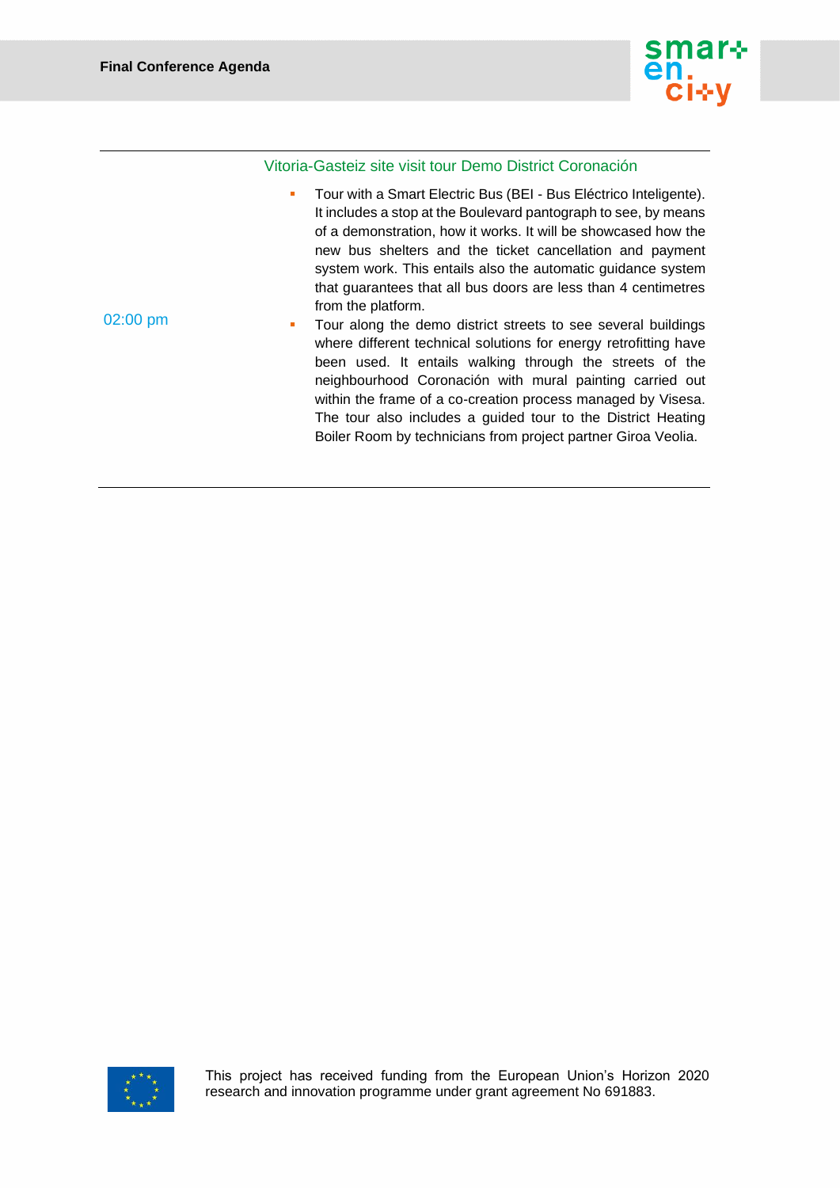| | |
|---|---|
| 02:00 pm | Vitoria-Gasteiz site visit tour Demo District Coronación<br><br>- Tour with a Smart Electric Bus (BEI - Bus Eléctrico Inteligente). It includes a stop at the Boulevard pantograph to see, by means of a demonstration, how it works. It will be showcased how the new bus shelters and the ticket cancellation and payment system work. This entails also the automatic guidance system that guarantees that all bus doors are less than 4 centimetres from the platform.<br>- Tour along the demo district streets to see several buildings where different technical solutions for energy retrofitting have been used. It entails walking through the streets of the neighbourhood Coronación with mural painting carried out within the frame of a co-creation process managed by Visesa. The tour also includes a guided tour to the District Heating Boiler Room by technicians from project partner Giroa Veolia. |

This project has received funding from the European Union's Horizon 2020 research and innovation programme under grant agreement No 691883.